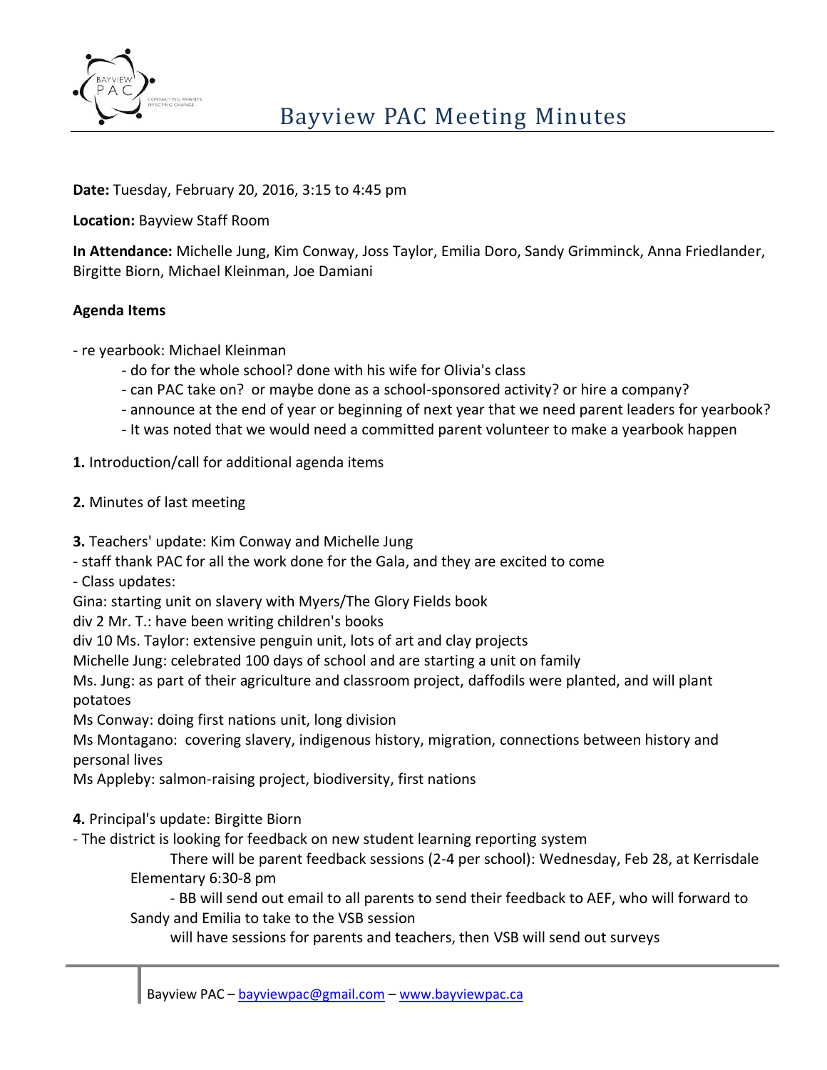# Bayview PAC Meeting Minutes

**Date:** Tuesday, February 20, 2016, 3:15 to 4:45 pm

**Location:** Bayview Staff Room

**In Attendance:** Michelle Jung, Kim Conway, Joss Taylor, Emilia Doro, Sandy Grimminck, Anna Friedlander, Birgitte Biorn, Michael Kleinman, Joe Damiani

**Agenda Items**

- re yearbook: Michael Kleinman
  - do for the whole school? done with his wife for Olivia's class
  - can PAC take on? or maybe done as a school-sponsored activity? or hire a company?
  - announce at the end of year or beginning of next year that we need parent leaders for yearbook?
  - It was noted that we would need a committed parent volunteer to make a yearbook happen

**1.** Introduction/call for additional agenda items

**2.** Minutes of last meeting

**3.** Teachers' update: Kim Conway and Michelle Jung

- staff thank PAC for all the work done for the Gala, and they are excited to come
- Class updates:

Gina: starting unit on slavery with Myers/The Glory Fields book

div 2 Mr. T.: have been writing children's books

div 10 Ms. Taylor: extensive penguin unit, lots of art and clay projects

Michelle Jung: celebrated 100 days of school and are starting a unit on family

Ms. Jung: as part of their agriculture and classroom project, daffodils were planted, and will plant potatoes

Ms Conway: doing first nations unit, long division

Ms Montagano: covering slavery, indigenous history, migration, connections between history and personal lives

Ms Appleby: salmon-raising project, biodiversity, first nations

**4.** Principal's update: Birgitte Biorn

- The district is looking for feedback on new student learning reporting system

  There will be parent feedback sessions (2-4 per school): Wednesday, Feb 28, at Kerrisdale Elementary 6:30-8 pm

  - BB will send out email to all parents to send their feedback to AEF, who will forward to Sandy and Emilia to take to the VSB session

  will have sessions for parents and teachers, then VSB will send out surveys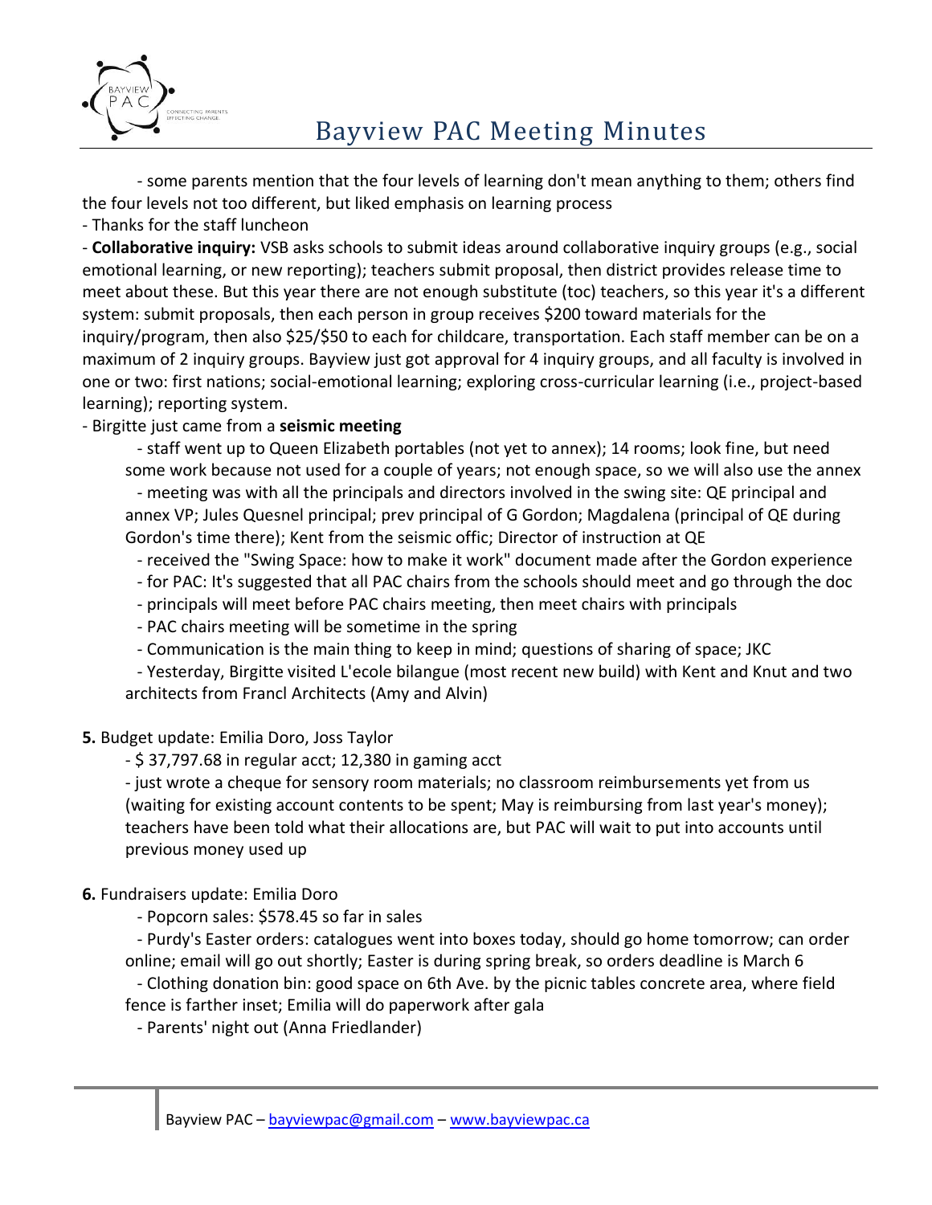- some parents mention that the four levels of learning don't mean anything to them; others find the four levels not too different, but liked emphasis on learning process

- Thanks for the staff luncheon
- **Collaborative inquiry:** VSB asks schools to submit ideas around collaborative inquiry groups (e.g., social emotional learning, or new reporting); teachers submit proposal, then district provides release time to meet about these. But this year there are not enough substitute (toc) teachers, so this year it's a different system: submit proposals, then each person in group receives $200 toward materials for the inquiry/program, then also $25/$50 to each for childcare, transportation. Each staff member can be on a maximum of 2 inquiry groups. Bayview just got approval for 4 inquiry groups, and all faculty is involved in one or two: first nations; social-emotional learning; exploring cross-curricular learning (i.e., project-based learning); reporting system.
- Birgitte just came from a **seismic meeting**
  - staff went up to Queen Elizabeth portables (not yet to annex); 14 rooms; look fine, but need some work because not used for a couple of years; not enough space, so we will also use the annex
  - meeting was with all the principals and directors involved in the swing site: QE principal and annex VP; Jules Quesnel principal; prev principal of G Gordon; Magdalena (principal of QE during Gordon's time there); Kent from the seismic offic; Director of instruction at QE
  - received the "Swing Space: how to make it work" document made after the Gordon experience
  - for PAC: It's suggested that all PAC chairs from the schools should meet and go through the doc
  - principals will meet before PAC chairs meeting, then meet chairs with principals
  - PAC chairs meeting will be sometime in the spring
  - Communication is the main thing to keep in mind; questions of sharing of space; JKC
  - Yesterday, Birgitte visited L'ecole bilangue (most recent new build) with Kent and Knut and two architects from Francl Architects (Amy and Alvin)

**5.** Budget update: Emilia Doro, Joss Taylor

- $ 37,797.68 in regular acct; 12,380 in gaming acct
- just wrote a cheque for sensory room materials; no classroom reimbursements yet from us (waiting for existing account contents to be spent; May is reimbursing from last year's money); teachers have been told what their allocations are, but PAC will wait to put into accounts until previous money used up

**6.** Fundraisers update: Emilia Doro

- Popcorn sales: $578.45 so far in sales
- Purdy's Easter orders: catalogues went into boxes today, should go home tomorrow; can order online; email will go out shortly; Easter is during spring break, so orders deadline is March 6
- Clothing donation bin: good space on 6th Ave. by the picnic tables concrete area, where field fence is farther inset; Emilia will do paperwork after gala
- Parents' night out (Anna Friedlander)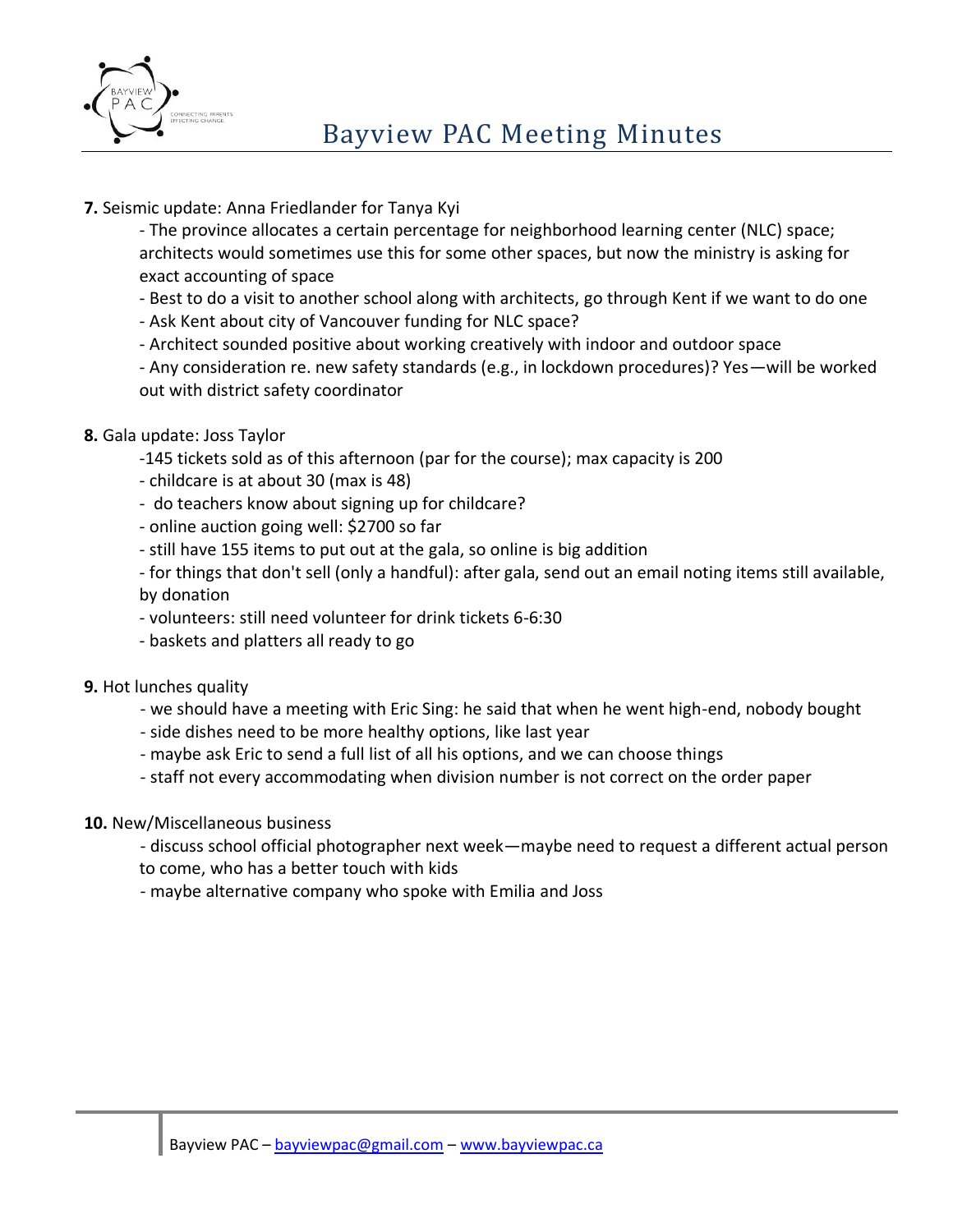**7.** Seismic update: Anna Friedlander for Tanya Kyi

- The province allocates a certain percentage for neighborhood learning center (NLC) space; architects would sometimes use this for some other spaces, but now the ministry is asking for exact accounting of space
- Best to do a visit to another school along with architects, go through Kent if we want to do one
- Ask Kent about city of Vancouver funding for NLC space?
- Architect sounded positive about working creatively with indoor and outdoor space
- Any consideration re. new safety standards (e.g., in lockdown procedures)? Yes—will be worked out with district safety coordinator

**8.** Gala update: Joss Taylor

- 145 tickets sold as of this afternoon (par for the course); max capacity is 200
- childcare is at about 30 (max is 48)
- do teachers know about signing up for childcare?
- online auction going well: $2700 so far
- still have 155 items to put out at the gala, so online is big addition
- for things that don't sell (only a handful): after gala, send out an email noting items still available, by donation
- volunteers: still need volunteer for drink tickets 6-6:30
- baskets and platters all ready to go

**9.** Hot lunches quality

- we should have a meeting with Eric Sing: he said that when he went high-end, nobody bought
- side dishes need to be more healthy options, like last year
- maybe ask Eric to send a full list of all his options, and we can choose things
- staff not every accommodating when division number is not correct on the order paper

**10.** New/Miscellaneous business

- discuss school official photographer next week—maybe need to request a different actual person to come, who has a better touch with kids
- maybe alternative company who spoke with Emilia and Joss